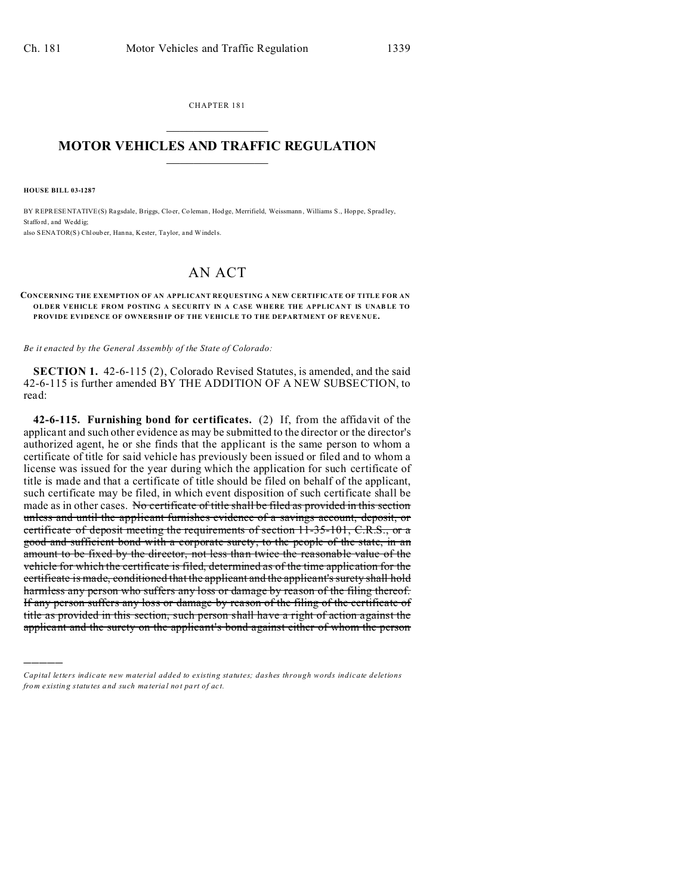CHAPTER 181

# MOTOR VEHICLES AND TRAFFIC REGULATION

**HOUSE BILL 03-1287**

BY REPRESENTATIVE(S) Ragsdale, Briggs, Cloer, Coleman, Hodge, Merrifield, Weissmann, Williams S., Hoppe, Spradley, Stafford, and Weddig;
also SENATOR(S) Chlouber, Hanna, Kester, Taylor, and Windels.

# AN ACT

**CONCERNING THE EXEMPTION OF AN APPLICANT REQUESTING A NEW CERTIFICATE OF TITLE FOR AN OLDER VEHICLE FROM POSTING A SECURITY IN A CASE WHERE THE APPLICANT IS UNABLE TO PROVIDE EVIDENCE OF OWNERSHIP OF THE VEHICLE TO THE DEPARTMENT OF REVENUE.**

*Be it enacted by the General Assembly of the State of Colorado:*

**SECTION 1.** 42-6-115 (2), Colorado Revised Statutes, is amended, and the said 42-6-115 is further amended BY THE ADDITION OF A NEW SUBSECTION, to read:

**42-6-115. Furnishing bond for certificates.** (2) If, from the affidavit of the applicant and such other evidence as may be submitted to the director or the director's authorized agent, he or she finds that the applicant is the same person to whom a certificate of title for said vehicle has previously been issued or filed and to whom a license was issued for the year during which the application for such certificate of title is made and that a certificate of title should be filed on behalf of the applicant, such certificate may be filed, in which event disposition of such certificate shall be made as in other cases. ~~No certificate of title shall be filed as provided in this section unless and until the applicant furnishes evidence of a savings account, deposit, or certificate of deposit meeting the requirements of section 11-35-101, C.R.S., or a good and sufficient bond with a corporate surety, to the people of the state, in an amount to be fixed by the director, not less than twice the reasonable value of the vehicle for which the certificate is filed, determined as of the time application for the certificate is made, conditioned that the applicant and the applicant's surety shall hold harmless any person who suffers any loss or damage by reason of the filing thereof. If any person suffers any loss or damage by reason of the filing of the certificate of title as provided in this section, such person shall have a right of action against the applicant and the surety on the applicant's bond against either of whom the person~~

---

*Capital letters indicate new material added to existing statutes; dashes through words indicate deletions from existing statutes and such material not part of act.*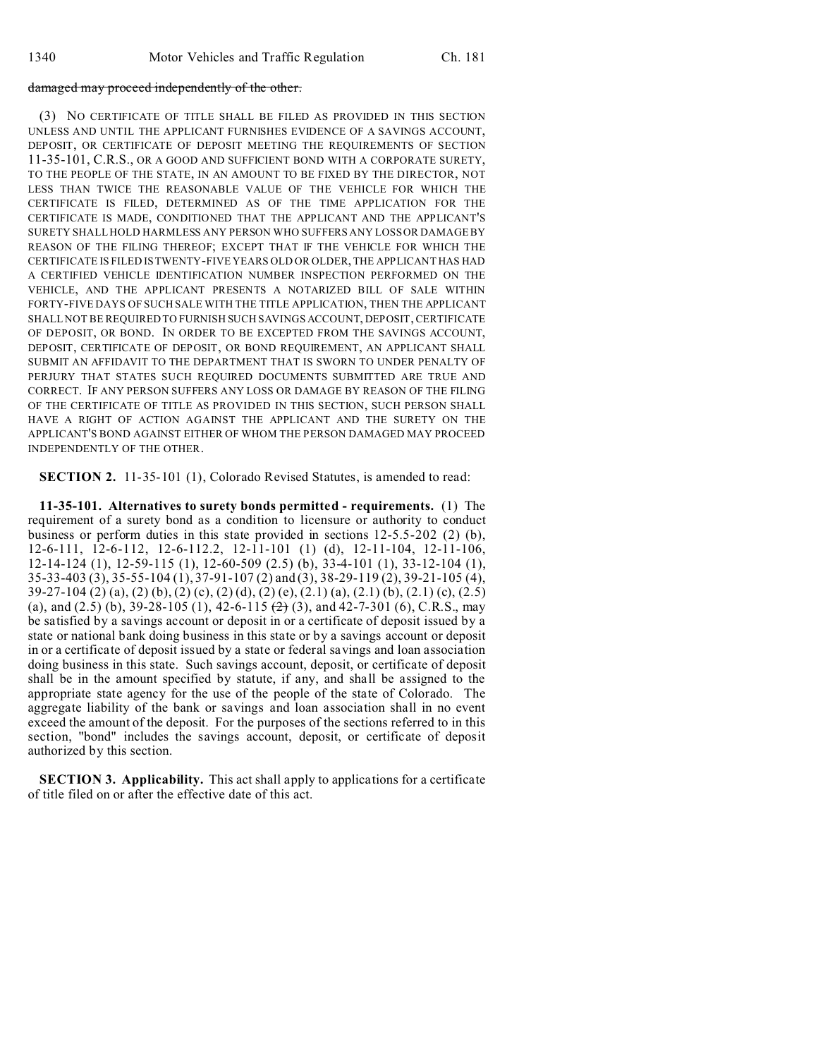~~damaged may proceed independently of the other.~~

(3) NO CERTIFICATE OF TITLE SHALL BE FILED AS PROVIDED IN THIS SECTION UNLESS AND UNTIL THE APPLICANT FURNISHES EVIDENCE OF A SAVINGS ACCOUNT, DEPOSIT, OR CERTIFICATE OF DEPOSIT MEETING THE REQUIREMENTS OF SECTION 11-35-101, C.R.S., OR A GOOD AND SUFFICIENT BOND WITH A CORPORATE SURETY, TO THE PEOPLE OF THE STATE, IN AN AMOUNT TO BE FIXED BY THE DIRECTOR, NOT LESS THAN TWICE THE REASONABLE VALUE OF THE VEHICLE FOR WHICH THE CERTIFICATE IS FILED, DETERMINED AS OF THE TIME APPLICATION FOR THE CERTIFICATE IS MADE, CONDITIONED THAT THE APPLICANT AND THE APPLICANT'S SURETY SHALL HOLD HARMLESS ANY PERSON WHO SUFFERS ANY LOSS OR DAMAGE BY REASON OF THE FILING THEREOF; EXCEPT THAT IF THE VEHICLE FOR WHICH THE CERTIFICATE IS FILED IS TWENTY-FIVE YEARS OLD OR OLDER, THE APPLICANT HAS HAD A CERTIFIED VEHICLE IDENTIFICATION NUMBER INSPECTION PERFORMED ON THE VEHICLE, AND THE APPLICANT PRESENTS A NOTARIZED BILL OF SALE WITHIN FORTY-FIVE DAYS OF SUCH SALE WITH THE TITLE APPLICATION, THEN THE APPLICANT SHALL NOT BE REQUIRED TO FURNISH SUCH SAVINGS ACCOUNT, DEPOSIT, CERTIFICATE OF DEPOSIT, OR BOND. IN ORDER TO BE EXCEPTED FROM THE SAVINGS ACCOUNT, DEPOSIT, CERTIFICATE OF DEPOSIT, OR BOND REQUIREMENT, AN APPLICANT SHALL SUBMIT AN AFFIDAVIT TO THE DEPARTMENT THAT IS SWORN TO UNDER PENALTY OF PERJURY THAT STATES SUCH REQUIRED DOCUMENTS SUBMITTED ARE TRUE AND CORRECT. IF ANY PERSON SUFFERS ANY LOSS OR DAMAGE BY REASON OF THE FILING OF THE CERTIFICATE OF TITLE AS PROVIDED IN THIS SECTION, SUCH PERSON SHALL HAVE A RIGHT OF ACTION AGAINST THE APPLICANT AND THE SURETY ON THE APPLICANT'S BOND AGAINST EITHER OF WHOM THE PERSON DAMAGED MAY PROCEED INDEPENDENTLY OF THE OTHER.

**SECTION 2.** 11-35-101 (1), Colorado Revised Statutes, is amended to read:

**11-35-101. Alternatives to surety bonds permitted - requirements.** (1) The requirement of a surety bond as a condition to licensure or authority to conduct business or perform duties in this state provided in sections 12-5.5-202 (2) (b), 12-6-111, 12-6-112, 12-6-112.2, 12-11-101 (1) (d), 12-11-104, 12-11-106, 12-14-124 (1), 12-59-115 (1), 12-60-509 (2.5) (b), 33-4-101 (1), 33-12-104 (1), 35-33-403 (3), 35-55-104 (1), 37-91-107 (2) and (3), 38-29-119 (2), 39-21-105 (4), 39-27-104 (2) (a), (2) (b), (2) (c), (2) (d), (2) (e), (2.1) (a), (2.1) (b), (2.1) (c), (2.5) (a), and (2.5) (b), 39-28-105 (1), 42-6-115 ~~(2)~~ (3), and 42-7-301 (6), C.R.S., may be satisfied by a savings account or deposit in or a certificate of deposit issued by a state or national bank doing business in this state or by a savings account or deposit in or a certificate of deposit issued by a state or federal savings and loan association doing business in this state. Such savings account, deposit, or certificate of deposit shall be in the amount specified by statute, if any, and shall be assigned to the appropriate state agency for the use of the people of the state of Colorado. The aggregate liability of the bank or savings and loan association shall in no event exceed the amount of the deposit. For the purposes of the sections referred to in this section, "bond" includes the savings account, deposit, or certificate of deposit authorized by this section.

**SECTION 3. Applicability.** This act shall apply to applications for a certificate of title filed on or after the effective date of this act.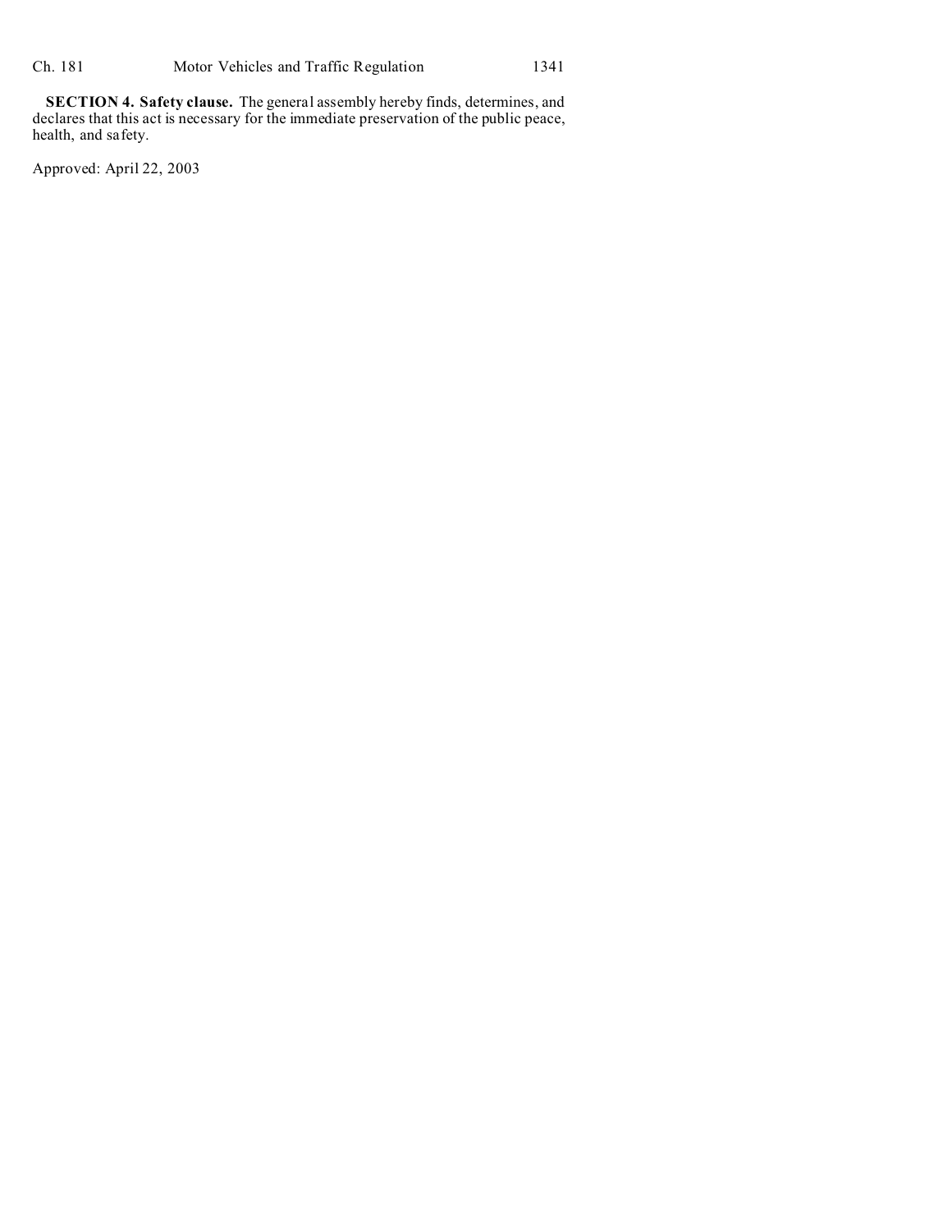**SECTION 4. Safety clause.** The general assembly hereby finds, determines, and declares that this act is necessary for the immediate preservation of the public peace, health, and safety.

Approved: April 22, 2003